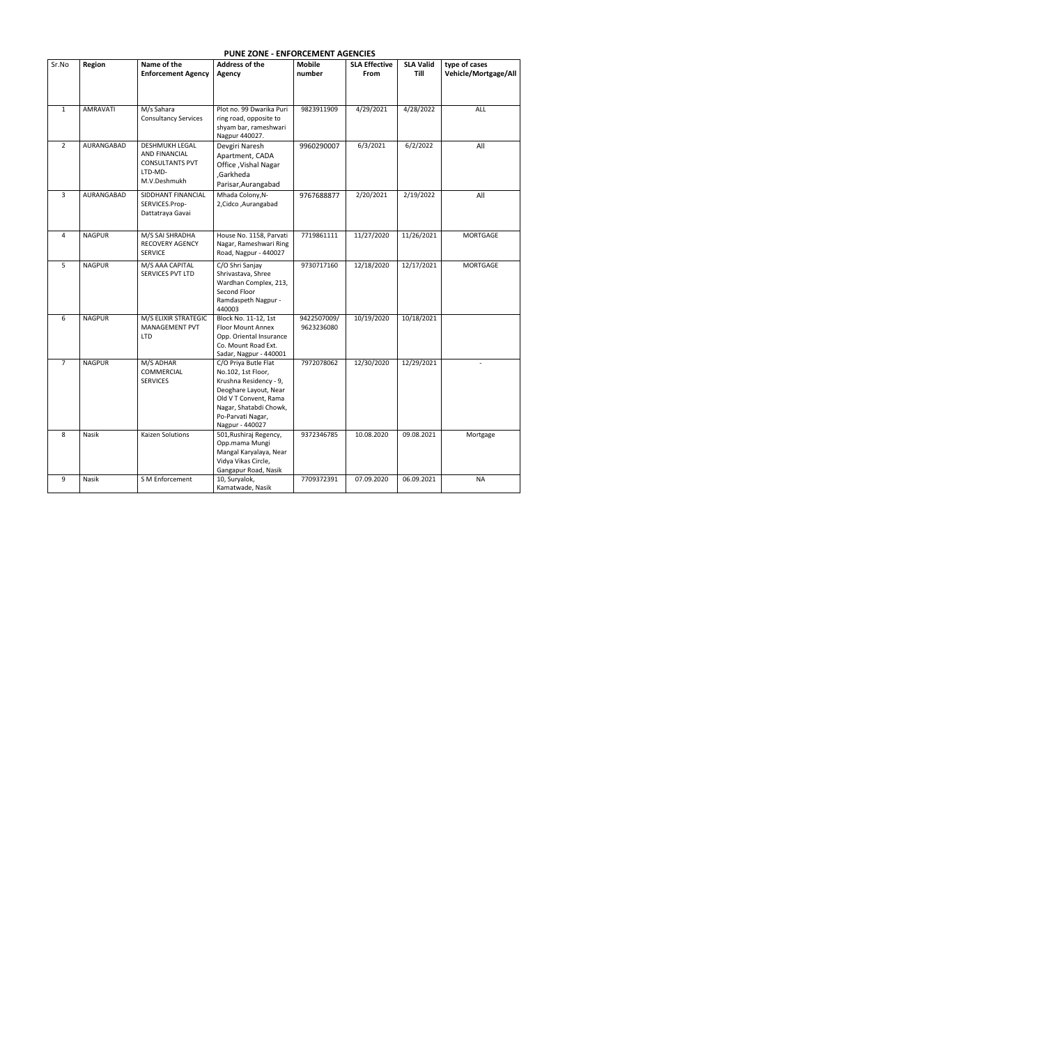# PUNE ZONE - ENFORCEMENT AGENCIES

| Sr.No | Region | Name of the Enforcement Agency | Address of the Agency | Mobile number | SLA Effective From | SLA Valid Till | type of cases Vehicle/Mortgage/All |
|---|---|---|---|---|---|---|---|
| 1 | AMRAVATI | M/s Sahara Consultancy Services | Plot no. 99 Dwarika Puri ring road, opposite to shyam bar, rameshwari Nagpur 440027. | 9823911909 | 4/29/2021 | 4/28/2022 | ALL |
| 2 | AURANGABAD | DESHMUKH LEGAL AND FINANCIAL CONSULTANTS PVT LTD-MD-M.V.Deshmukh | Devgiri Naresh Apartment, CADA Office ,Vishal Nagar ,Garkheda Parisar,Aurangabad | 9960290007 | 6/3/2021 | 6/2/2022 | All |
| 3 | AURANGABAD | SIDDHANT FINANCIAL SERVICES.Prop-Dattatraya Gavai | Mhada Colony,N-2,Cidco ,Aurangabad | 9767688877 | 2/20/2021 | 2/19/2022 | All |
| 4 | NAGPUR | M/S SAI SHRADHA RECOVERY AGENCY SERVICE | House No. 1158, Parvati Nagar, Rameshwari Ring Road, Nagpur - 440027 | 7719861111 | 11/27/2020 | 11/26/2021 | MORTGAGE |
| 5 | NAGPUR | M/S AAA CAPITAL SERVICES PVT LTD | C/O Shri Sanjay Shrivastava, Shree Wardhan Complex, 213, Second Floor Ramdaspeth Nagpur - 440003 | 9730717160 | 12/18/2020 | 12/17/2021 | MORTGAGE |
| 6 | NAGPUR | M/S ELIXIR STRATEGIC MANAGEMENT PVT LTD | Block No. 11-12, 1st Floor Mount Annex Opp. Oriental Insurance Co. Mount Road Ext. Sadar, Nagpur - 440001 | 9422507009/ 9623236080 | 10/19/2020 | 10/18/2021 | |
| 7 | NAGPUR | M/S ADHAR COMMERCIAL SERVICES | C/O Priya Butle Flat No.102, 1st Floor, Krushna Residency - 9, Deoghare Layout, Near Old V T Convent, Rama Nagar, Shatabdi Chowk, Po-Parvati Nagar, Nagpur - 440027 | 7972078062 | 12/30/2020 | 12/29/2021 | - |
| 8 | Nasik | Kaizen Solutions | 501,Rushiraj Regency, Opp.mama Mungi Mangal Karyalaya, Near Vidya Vikas Circle, Gangapur Road, Nasik | 9372346785 | 10.08.2020 | 09.08.2021 | Mortgage |
| 9 | Nasik | S M Enforcement | 10, Suryalok, Kamatwade, Nasik | 7709372391 | 07.09.2020 | 06.09.2021 | NA |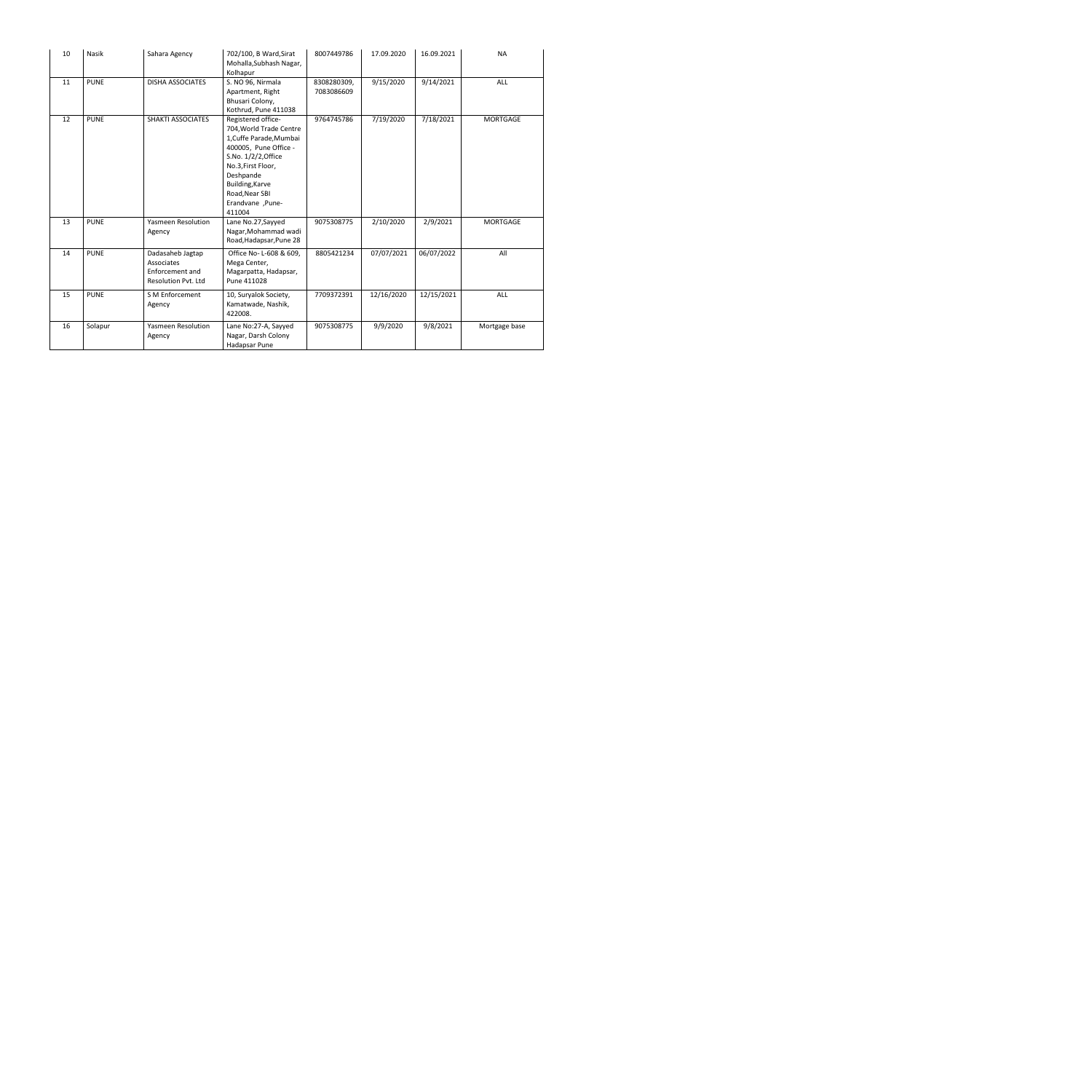| | | | | | | | |
|---|---|---|---|---|---|---|---|
| 10 | Nasik | Sahara Agency | 702/100, B Ward,Sirat Mohalla,Subhash Nagar, Kolhapur | 8007449786 | 17.09.2020 | 16.09.2021 | NA |
| 11 | PUNE | DISHA ASSOCIATES | S. NO 96, Nirmala Apartment, Right Bhusari Colony, Kothrud, Pune 411038 | 8308280309, 7083086609 | 9/15/2020 | 9/14/2021 | ALL |
| 12 | PUNE | SHAKTI ASSOCIATES | Registered office- 704,World Trade Centre 1,Cuffe Parade,Mumbai 400005, Pune Office - S.No. 1/2/2,Office No.3,First Floor, Deshpande Building,Karve Road,Near SBI Erandvane ,Pune- 411004 | 9764745786 | 7/19/2020 | 7/18/2021 | MORTGAGE |
| 13 | PUNE | Yasmeen Resolution Agency | Lane No.27,Sayyed Nagar,Mohammad wadi Road,Hadapsar,Pune 28 | 9075308775 | 2/10/2020 | 2/9/2021 | MORTGAGE |
| 14 | PUNE | Dadasaheb Jagtap Associates Enforcement and Resolution Pvt. Ltd | Office No- L-608 & 609, Mega Center, Magarpatta, Hadapsar, Pune 411028 | 8805421234 | 07/07/2021 | 06/07/2022 | All |
| 15 | PUNE | S M Enforcement Agency | 10, Suryalok Society, Kamatwade, Nashik, 422008. | 7709372391 | 12/16/2020 | 12/15/2021 | ALL |
| 16 | Solapur | Yasmeen Resolution Agency | Lane No:27-A, Sayyed Nagar, Darsh Colony Hadapsar Pune | 9075308775 | 9/9/2020 | 9/8/2021 | Mortgage base |